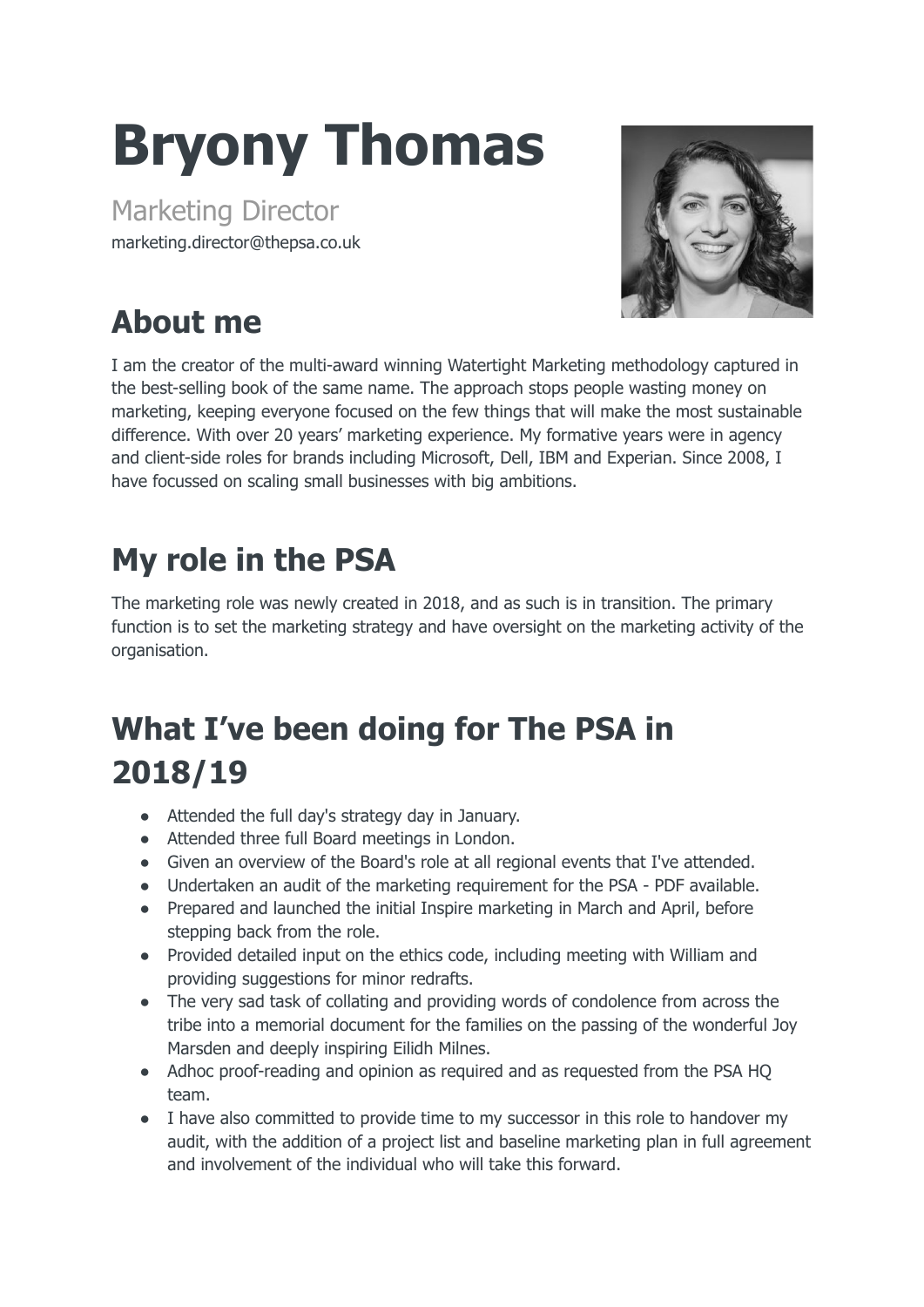# Bryony Thomas

Marketing Director

marketing.director@thepsa.co.uk

## About me

I am the creator of the multi-award winning Watertight Marketing methodology captured in the best-selling book of the same name. The approach stops people wasting money on marketing, keeping everyone focused on the few things that will make the most sustainable difference. With over 20 years' marketing experience. My formative years were in agency and client-side roles for brands including Microsoft, Dell, IBM and Experian. Since 2008, I have focussed on scaling small businesses with big ambitions.

## My role in the PSA

The marketing role was newly created in 2018, and as such is in transition. The primary function is to set the marketing strategy and have oversight on the marketing activity of the organisation.

## What I've been doing for The PSA in 2018/19

- Attended the full day's strategy day in January.
- Attended three full Board meetings in London.
- Given an overview of the Board's role at all regional events that I've attended.
- Undertaken an audit of the marketing requirement for the PSA - PDF available.
- Prepared and launched the initial Inspire marketing in March and April, before stepping back from the role.
- Provided detailed input on the ethics code, including meeting with William and providing suggestions for minor redrafts.
- The very sad task of collating and providing words of condolence from across the tribe into a memorial document for the families on the passing of the wonderful Joy Marsden and deeply inspiring Eilidh Milnes.
- Adhoc proof-reading and opinion as required and as requested from the PSA HQ team.
- I have also committed to provide time to my successor in this role to handover my audit, with the addition of a project list and baseline marketing plan in full agreement and involvement of the individual who will take this forward.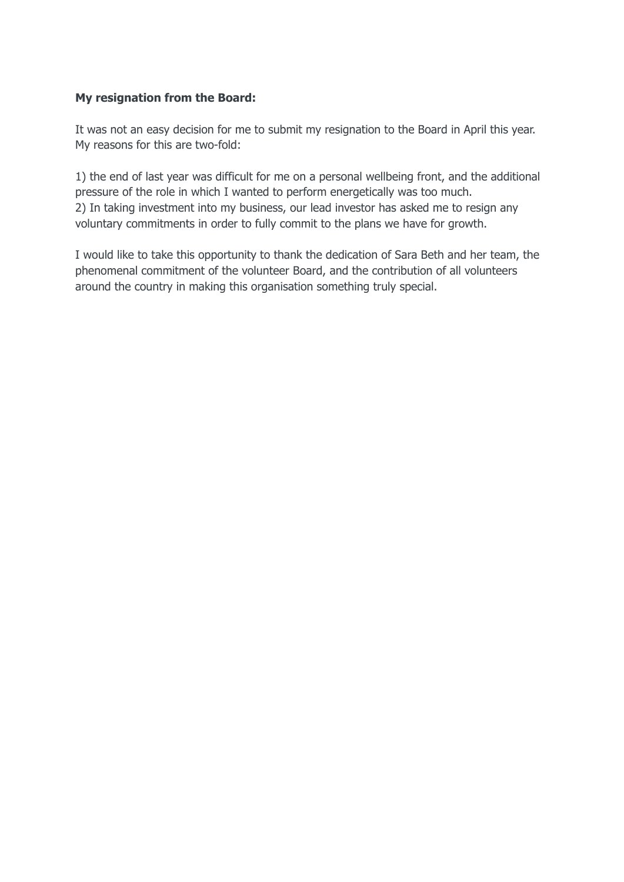**My resignation from the Board:**

It was not an easy decision for me to submit my resignation to the Board in April this year. My reasons for this are two-fold:

1) the end of last year was difficult for me on a personal wellbeing front, and the additional pressure of the role in which I wanted to perform energetically was too much.
2) In taking investment into my business, our lead investor has asked me to resign any voluntary commitments in order to fully commit to the plans we have for growth.

I would like to take this opportunity to thank the dedication of Sara Beth and her team, the phenomenal commitment of the volunteer Board, and the contribution of all volunteers around the country in making this organisation something truly special.